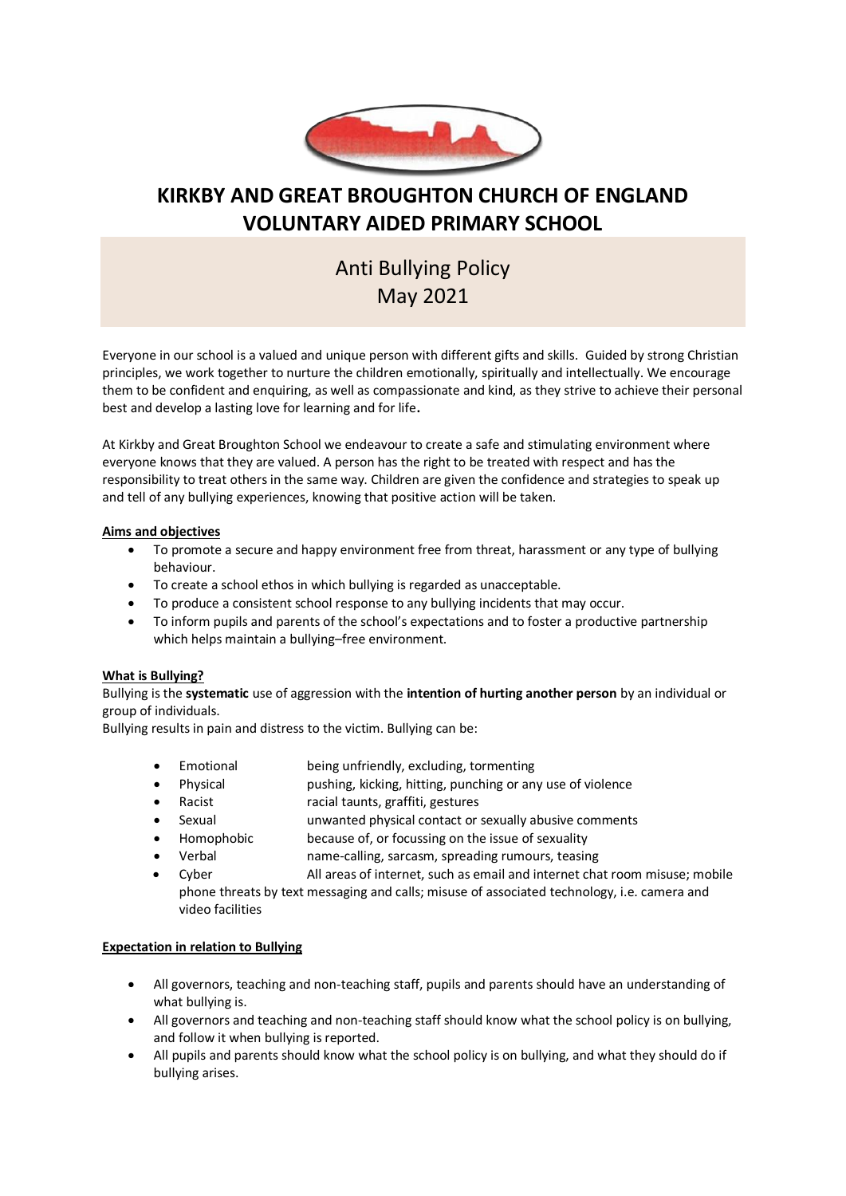# KIRKBY AND GREAT BROUGHTON CHURCH OF ENGLAND VOLUNTARY AIDED PRIMARY SCHOOL

## Anti Bullying Policy
## May 2021

Everyone in our school is a valued and unique person with different gifts and skills. Guided by strong Christian principles, we work together to nurture the children emotionally, spiritually and intellectually. We encourage them to be confident and enquiring, as well as compassionate and kind, as they strive to achieve their personal best and develop a lasting love for learning and for life**.**

At Kirkby and Great Broughton School we endeavour to create a safe and stimulating environment where everyone knows that they are valued. A person has the right to be treated with respect and has the responsibility to treat others in the same way. Children are given the confidence and strategies to speak up and tell of any bullying experiences, knowing that positive action will be taken.

**Aims and objectives**

- To promote a secure and happy environment free from threat, harassment or any type of bullying behaviour.
- To create a school ethos in which bullying is regarded as unacceptable.
- To produce a consistent school response to any bullying incidents that may occur.
- To inform pupils and parents of the school's expectations and to foster a productive partnership which helps maintain a bullying–free environment.

**What is Bullying?**

Bullying is the **systematic** use of aggression with the **intention of hurting another person** by an individual or group of individuals.

Bullying results in pain and distress to the victim. Bullying can be:

- Emotional being unfriendly, excluding, tormenting
- Physical pushing, kicking, hitting, punching or any use of violence
- Racist racial taunts, graffiti, gestures
- Sexual unwanted physical contact or sexually abusive comments
- Homophobic because of, or focussing on the issue of sexuality
- Verbal name-calling, sarcasm, spreading rumours, teasing
- Cyber All areas of internet, such as email and internet chat room misuse; mobile phone threats by text messaging and calls; misuse of associated technology, i.e. camera and video facilities

**Expectation in relation to Bullying**

- All governors, teaching and non-teaching staff, pupils and parents should have an understanding of what bullying is.
- All governors and teaching and non-teaching staff should know what the school policy is on bullying, and follow it when bullying is reported.
- All pupils and parents should know what the school policy is on bullying, and what they should do if bullying arises.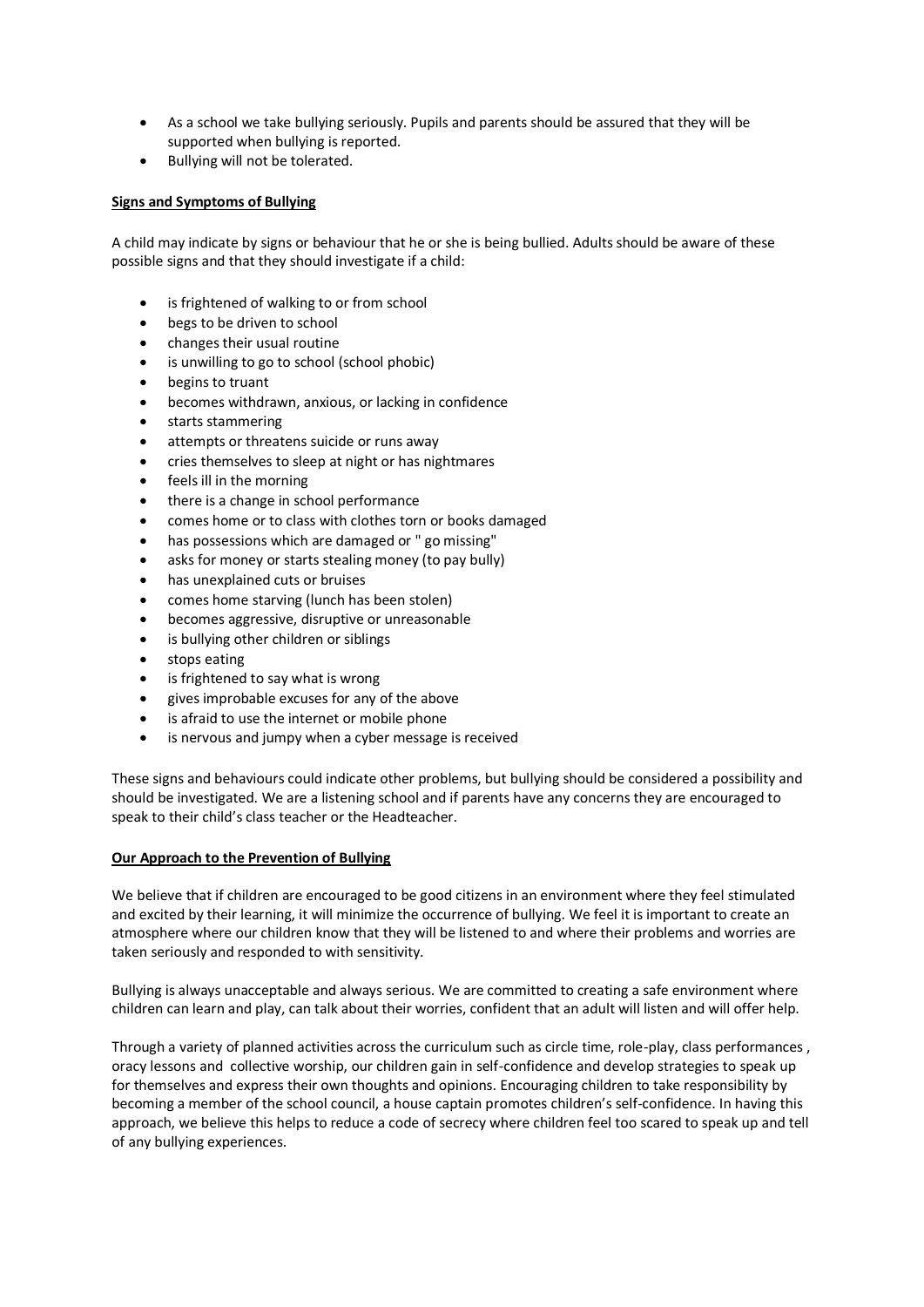- As a school we take bullying seriously. Pupils and parents should be assured that they will be supported when bullying is reported.
- Bullying will not be tolerated.

**Signs and Symptoms of Bullying**

A child may indicate by signs or behaviour that he or she is being bullied. Adults should be aware of these possible signs and that they should investigate if a child:

- is frightened of walking to or from school
- begs to be driven to school
- changes their usual routine
- is unwilling to go to school (school phobic)
- begins to truant
- becomes withdrawn, anxious, or lacking in confidence
- starts stammering
- attempts or threatens suicide or runs away
- cries themselves to sleep at night or has nightmares
- feels ill in the morning
- there is a change in school performance
- comes home or to class with clothes torn or books damaged
- has possessions which are damaged or " go missing"
- asks for money or starts stealing money (to pay bully)
- has unexplained cuts or bruises
- comes home starving (lunch has been stolen)
- becomes aggressive, disruptive or unreasonable
- is bullying other children or siblings
- stops eating
- is frightened to say what is wrong
- gives improbable excuses for any of the above
- is afraid to use the internet or mobile phone
- is nervous and jumpy when a cyber message is received

These signs and behaviours could indicate other problems, but bullying should be considered a possibility and should be investigated. We are a listening school and if parents have any concerns they are encouraged to speak to their child's class teacher or the Headteacher.

**Our Approach to the Prevention of Bullying**

We believe that if children are encouraged to be good citizens in an environment where they feel stimulated and excited by their learning, it will minimize the occurrence of bullying. We feel it is important to create an atmosphere where our children know that they will be listened to and where their problems and worries are taken seriously and responded to with sensitivity.

Bullying is always unacceptable and always serious. We are committed to creating a safe environment where children can learn and play, can talk about their worries, confident that an adult will listen and will offer help.

Through a variety of planned activities across the curriculum such as circle time, role-play, class performances , oracy lessons and collective worship, our children gain in self-confidence and develop strategies to speak up for themselves and express their own thoughts and opinions. Encouraging children to take responsibility by becoming a member of the school council, a house captain promotes children's self-confidence. In having this approach, we believe this helps to reduce a code of secrecy where children feel too scared to speak up and tell of any bullying experiences.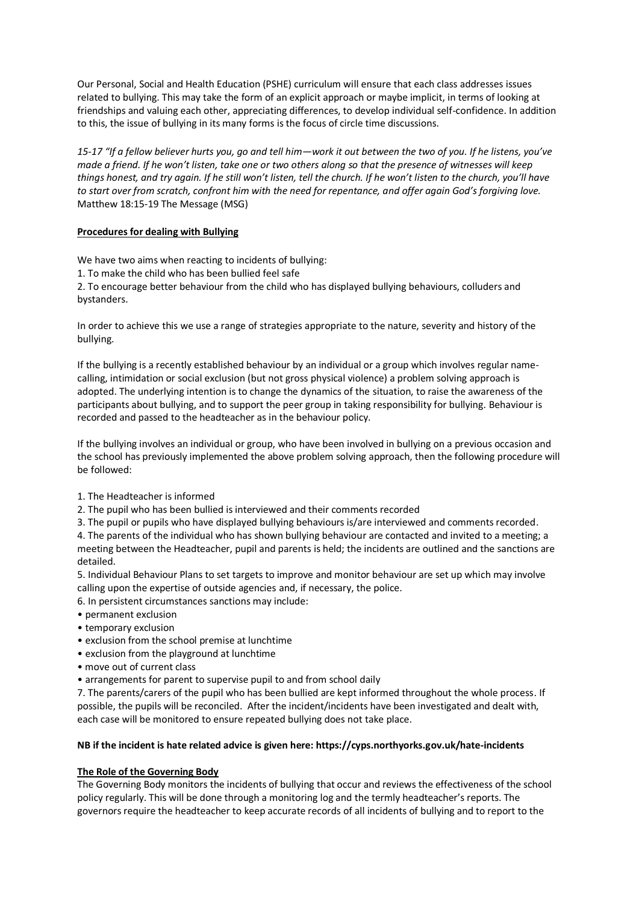Our Personal, Social and Health Education (PSHE) curriculum will ensure that each class addresses issues related to bullying. This may take the form of an explicit approach or maybe implicit, in terms of looking at friendships and valuing each other, appreciating differences, to develop individual self-confidence. In addition to this, the issue of bullying in its many forms is the focus of circle time discussions.

*15-17 "If a fellow believer hurts you, go and tell him—work it out between the two of you. If he listens, you've made a friend. If he won't listen, take one or two others along so that the presence of witnesses will keep things honest, and try again. If he still won't listen, tell the church. If he won't listen to the church, you'll have to start over from scratch, confront him with the need for repentance, and offer again God's forgiving love.*
Matthew 18:15-19 The Message (MSG)

**<u>Procedures for dealing with Bullying</u>**

We have two aims when reacting to incidents of bullying:
1. To make the child who has been bullied feel safe
2. To encourage better behaviour from the child who has displayed bullying behaviours, colluders and bystanders.

In order to achieve this we use a range of strategies appropriate to the nature, severity and history of the bullying.

If the bullying is a recently established behaviour by an individual or a group which involves regular name-calling, intimidation or social exclusion (but not gross physical violence) a problem solving approach is adopted. The underlying intention is to change the dynamics of the situation, to raise the awareness of the participants about bullying, and to support the peer group in taking responsibility for bullying. Behaviour is recorded and passed to the headteacher as in the behaviour policy.

If the bullying involves an individual or group, who have been involved in bullying on a previous occasion and the school has previously implemented the above problem solving approach, then the following procedure will be followed:

1. The Headteacher is informed
2. The pupil who has been bullied is interviewed and their comments recorded
3. The pupil or pupils who have displayed bullying behaviours is/are interviewed and comments recorded.
4. The parents of the individual who has shown bullying behaviour are contacted and invited to a meeting; a meeting between the Headteacher, pupil and parents is held; the incidents are outlined and the sanctions are detailed.
5. Individual Behaviour Plans to set targets to improve and monitor behaviour are set up which may involve calling upon the expertise of outside agencies and, if necessary, the police.
6. In persistent circumstances sanctions may include:
   - permanent exclusion
   - temporary exclusion
   - exclusion from the school premise at lunchtime
   - exclusion from the playground at lunchtime
   - move out of current class
   - arrangements for parent to supervise pupil to and from school daily
7. The parents/carers of the pupil who has been bullied are kept informed throughout the whole process. If possible, the pupils will be reconciled. After the incident/incidents have been investigated and dealt with, each case will be monitored to ensure repeated bullying does not take place.

**NB if the incident is hate related advice is given here: https://cyps.northyorks.gov.uk/hate-incidents**

**<u>The Role of the Governing Body</u>**

The Governing Body monitors the incidents of bullying that occur and reviews the effectiveness of the school policy regularly. This will be done through a monitoring log and the termly headteacher's reports. The governors require the headteacher to keep accurate records of all incidents of bullying and to report to the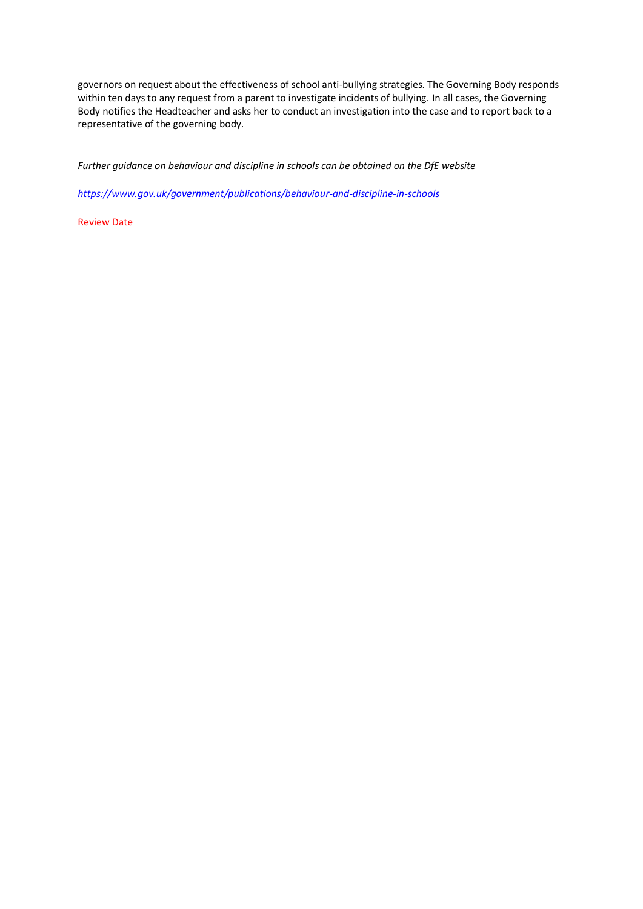governors on request about the effectiveness of school anti-bullying strategies. The Governing Body responds within ten days to any request from a parent to investigate incidents of bullying. In all cases, the Governing Body notifies the Headteacher and asks her to conduct an investigation into the case and to report back to a representative of the governing body.

*Further guidance on behaviour and discipline in schools can be obtained on the DfE website*

*https://www.gov.uk/government/publications/behaviour-and-discipline-in-schools*

Review Date